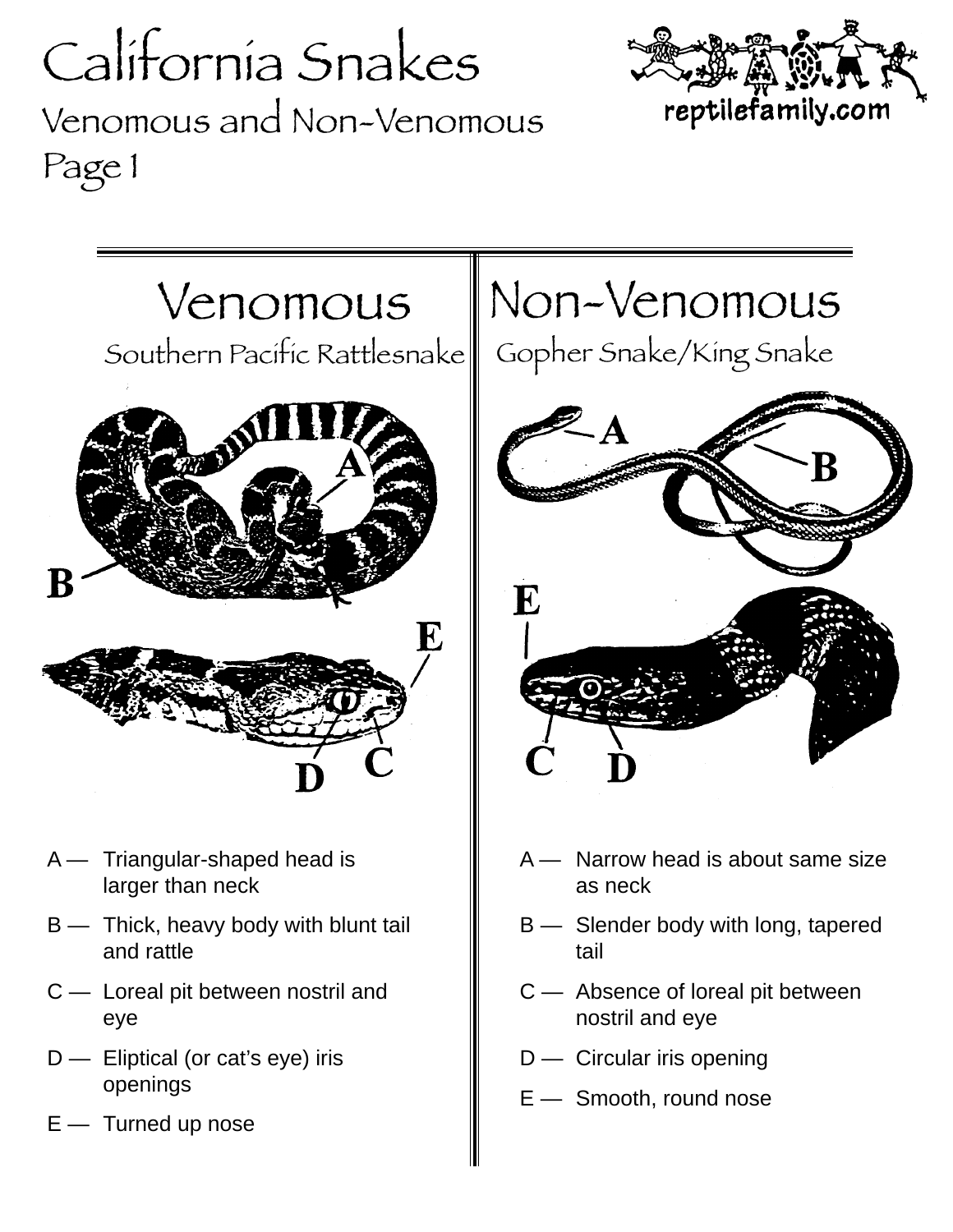# California Snakes

## Venomous and Non-Venomous

Page 1

reptilefamily.com

## Venomous

### Southern Pacific Rattlesnake

A — Triangular-shaped head is larger than neck

B — Thick, heavy body with blunt tail and rattle

C — Loreal pit between nostril and eye

D — Eliptical (or cat's eye) iris openings

E — Turned up nose

## Non-Venomous

### Gopher Snake/King Snake

A — Narrow head is about same size as neck

B — Slender body with long, tapered tail

C — Absence of loreal pit between nostril and eye

D — Circular iris opening

E — Smooth, round nose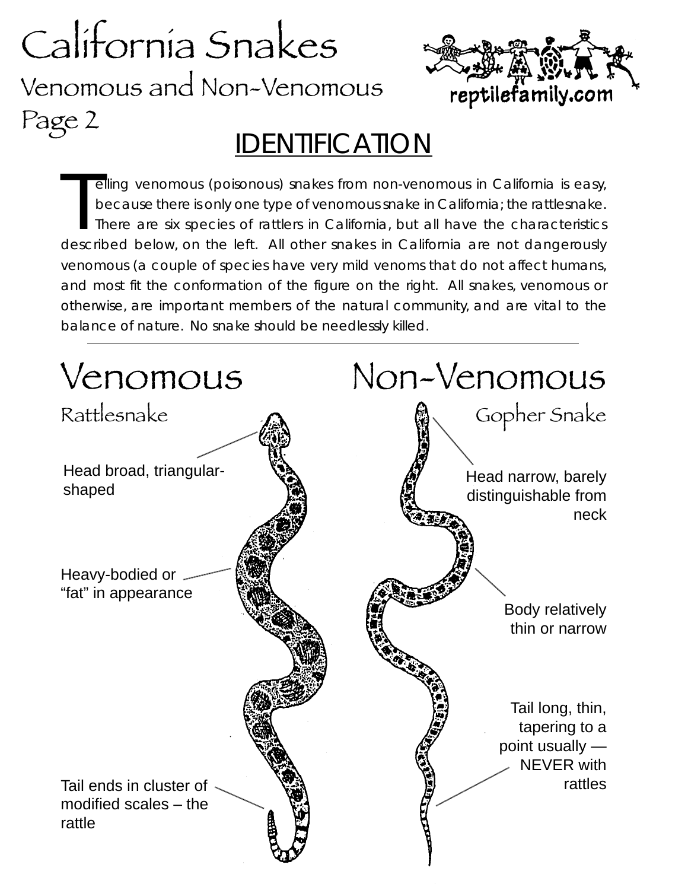# California Snakes

## Venomous and Non-Venomous

## Page 2

reptilefamily.com

## IDENTIFICATION

Telling venomous (poisonous) snakes from non-venomous in California is easy, because there is only one type of venomous snake in California; the rattlesnake. There are six species of rattlers in California, but all have the characteristics described below, on the left. All other snakes in California are not dangerously venomous (a couple of species have very mild venoms that do not affect humans, and most fit the conformation of the figure on the right. All snakes, venomous or otherwise, are important members of the natural community, and are vital to the balance of nature. No snake should be needlessly killed.

---

## Venomous

### Rattlesnake

Head broad, triangular-shaped

Heavy-bodied or "fat" in appearance

Tail ends in cluster of modified scales – the rattle

## Non-Venomous

### Gopher Snake

Head narrow, barely distinguishable from neck

Body relatively thin or narrow

Tail long, thin, tapering to a point usually — NEVER with rattles